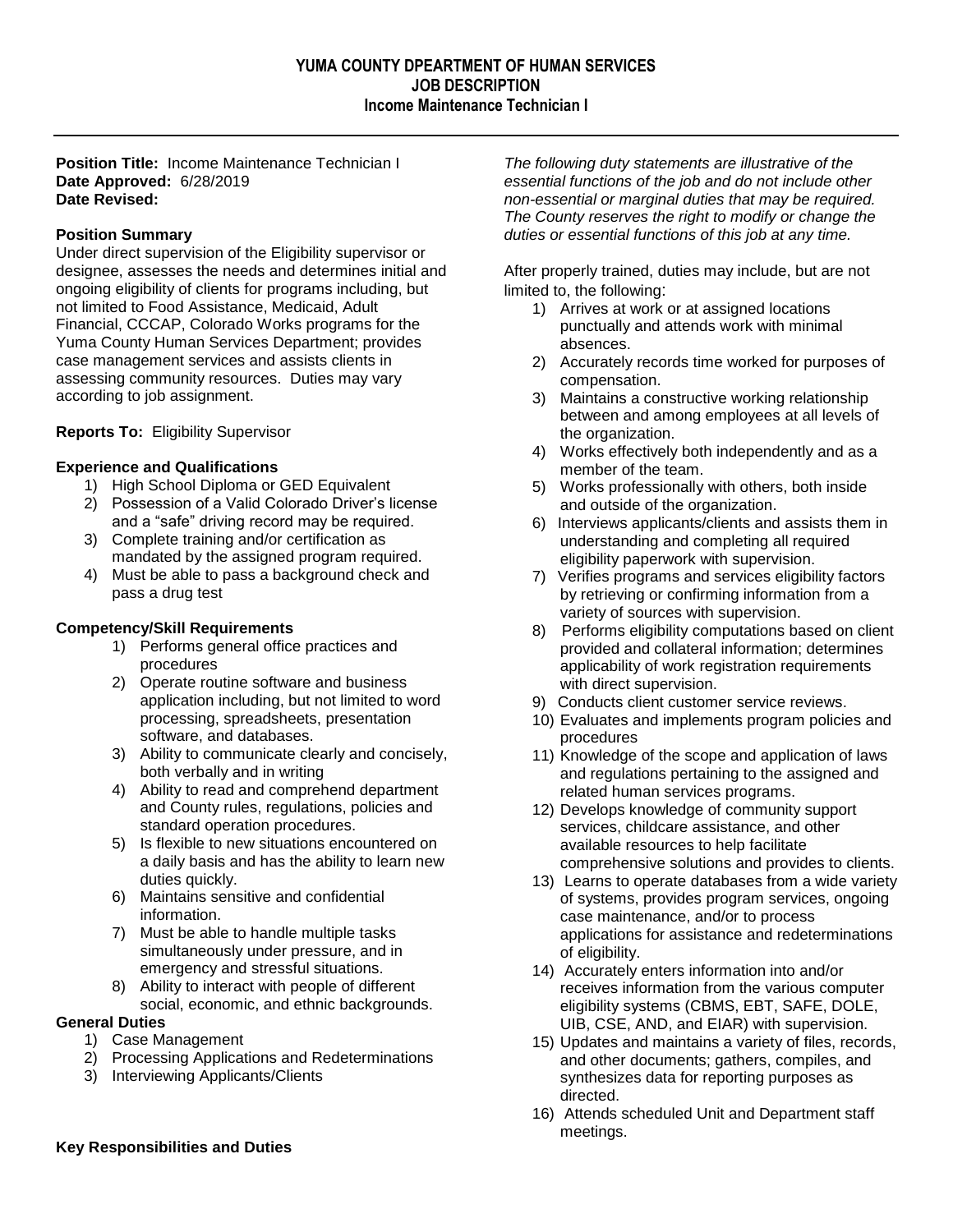# YUMA COUNTY DPEARTMENT OF HUMAN SERVICES
## JOB DESCRIPTION
### Income Maintenance Technician I

---

**Position Title:** Income Maintenance Technician I
**Date Approved:** 6/28/2019
**Date Revised:**

**Position Summary**
Under direct supervision of the Eligibility supervisor or designee, assesses the needs and determines initial and ongoing eligibility of clients for programs including, but not limited to Food Assistance, Medicaid, Adult Financial, CCCAP, Colorado Works programs for the Yuma County Human Services Department; provides case management services and assists clients in assessing community resources. Duties may vary according to job assignment.

**Reports To:** Eligibility Supervisor

**Experience and Qualifications**

1) High School Diploma or GED Equivalent
2) Possession of a Valid Colorado Driver's license and a "safe" driving record may be required.
3) Complete training and/or certification as mandated by the assigned program required.
4) Must be able to pass a background check and pass a drug test

**Competency/Skill Requirements**

1) Performs general office practices and procedures
2) Operate routine software and business application including, but not limited to word processing, spreadsheets, presentation software, and databases.
3) Ability to communicate clearly and concisely, both verbally and in writing
4) Ability to read and comprehend department and County rules, regulations, policies and standard operation procedures.
5) Is flexible to new situations encountered on a daily basis and has the ability to learn new duties quickly.
6) Maintains sensitive and confidential information.
7) Must be able to handle multiple tasks simultaneously under pressure, and in emergency and stressful situations.
8) Ability to interact with people of different social, economic, and ethnic backgrounds.

**General Duties**

1) Case Management
2) Processing Applications and Redeterminations
3) Interviewing Applicants/Clients

**Key Responsibilities and Duties**

*The following duty statements are illustrative of the essential functions of the job and do not include other non-essential or marginal duties that may be required. The County reserves the right to modify or change the duties or essential functions of this job at any time.*

After properly trained, duties may include, but are not limited to, the following:

1) Arrives at work or at assigned locations punctually and attends work with minimal absences.
2) Accurately records time worked for purposes of compensation.
3) Maintains a constructive working relationship between and among employees at all levels of the organization.
4) Works effectively both independently and as a member of the team.
5) Works professionally with others, both inside and outside of the organization.
6) Interviews applicants/clients and assists them in understanding and completing all required eligibility paperwork with supervision.
7) Verifies programs and services eligibility factors by retrieving or confirming information from a variety of sources with supervision.
8) Performs eligibility computations based on client provided and collateral information; determines applicability of work registration requirements with direct supervision.
9) Conducts client customer service reviews.
10) Evaluates and implements program policies and procedures
11) Knowledge of the scope and application of laws and regulations pertaining to the assigned and related human services programs.
12) Develops knowledge of community support services, childcare assistance, and other available resources to help facilitate comprehensive solutions and provides to clients.
13) Learns to operate databases from a wide variety of systems, provides program services, ongoing case maintenance, and/or to process applications for assistance and redeterminations of eligibility.
14) Accurately enters information into and/or receives information from the various computer eligibility systems (CBMS, EBT, SAFE, DOLE, UIB, CSE, AND, and EIAR) with supervision.
15) Updates and maintains a variety of files, records, and other documents; gathers, compiles, and synthesizes data for reporting purposes as directed.
16) Attends scheduled Unit and Department staff meetings.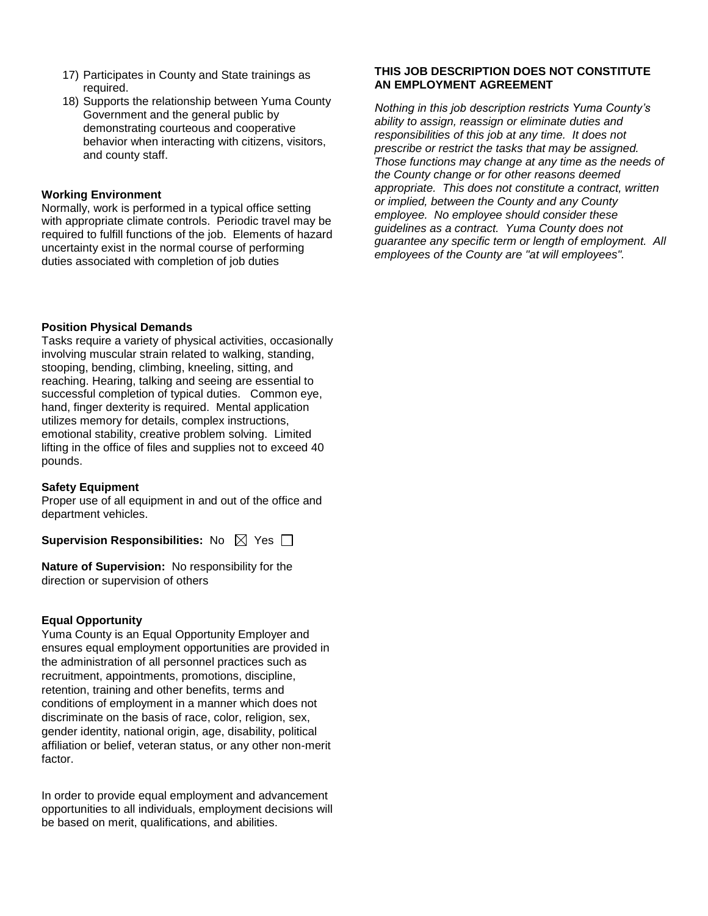17) Participates in County and State trainings as required.
18) Supports the relationship between Yuma County Government and the general public by demonstrating courteous and cooperative behavior when interacting with citizens, visitors, and county staff.

**Working Environment**
Normally, work is performed in a typical office setting with appropriate climate controls. Periodic travel may be required to fulfill functions of the job. Elements of hazard uncertainty exist in the normal course of performing duties associated with completion of job duties

**Position Physical Demands**
Tasks require a variety of physical activities, occasionally involving muscular strain related to walking, standing, stooping, bending, climbing, kneeling, sitting, and reaching. Hearing, talking and seeing are essential to successful completion of typical duties. Common eye, hand, finger dexterity is required. Mental application utilizes memory for details, complex instructions, emotional stability, creative problem solving. Limited lifting in the office of files and supplies not to exceed 40 pounds.

**Safety Equipment**
Proper use of all equipment in and out of the office and department vehicles.

**Supervision Responsibilities:** No ☒ Yes ☐

**Nature of Supervision:** No responsibility for the direction or supervision of others

**Equal Opportunity**
Yuma County is an Equal Opportunity Employer and ensures equal employment opportunities are provided in the administration of all personnel practices such as recruitment, appointments, promotions, discipline, retention, training and other benefits, terms and conditions of employment in a manner which does not discriminate on the basis of race, color, religion, sex, gender identity, national origin, age, disability, political affiliation or belief, veteran status, or any other non-merit factor.

In order to provide equal employment and advancement opportunities to all individuals, employment decisions will be based on merit, qualifications, and abilities.

**THIS JOB DESCRIPTION DOES NOT CONSTITUTE AN EMPLOYMENT AGREEMENT**

*Nothing in this job description restricts Yuma County's ability to assign, reassign or eliminate duties and responsibilities of this job at any time. It does not prescribe or restrict the tasks that may be assigned. Those functions may change at any time as the needs of the County change or for other reasons deemed appropriate. This does not constitute a contract, written or implied, between the County and any County employee. No employee should consider these guidelines as a contract. Yuma County does not guarantee any specific term or length of employment. All employees of the County are "at will employees".*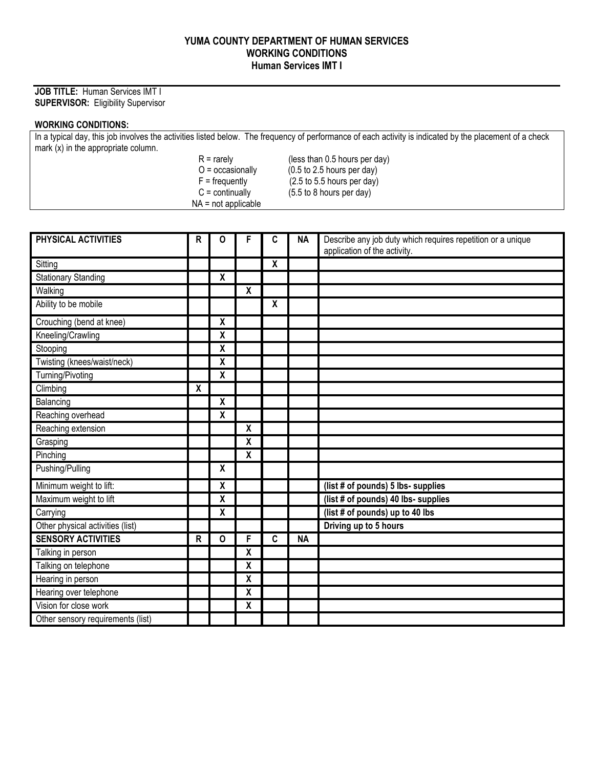**YUMA COUNTY DEPARTMENT OF HUMAN SERVICES**
**WORKING CONDITIONS**
**Human Services IMT I**

**JOB TITLE:** Human Services IMT I
**SUPERVISOR:** Eligibility Supervisor

**WORKING CONDITIONS:**

In a typical day, this job involves the activities listed below. The frequency of performance of each activity is indicated by the placement of a check mark (x) in the appropriate column.

R = rarely (less than 0.5 hours per day)
O = occasionally (0.5 to 2.5 hours per day)
F = frequently (2.5 to 5.5 hours per day)
C = continually (5.5 to 8 hours per day)
NA = not applicable

| PHYSICAL ACTIVITIES | R | O | F | C | NA | Describe any job duty which requires repetition or a unique application of the activity. |
|---|---|---|---|---|---|---|
| Sitting | | | | X | | |
| Stationary Standing | | X | | | | |
| Walking | | | X | | | |
| Ability to be mobile | | | | X | | |
| Crouching (bend at knee) | | X | | | | |
| Kneeling/Crawling | | X | | | | |
| Stooping | | X | | | | |
| Twisting (knees/waist/neck) | | X | | | | |
| Turning/Pivoting | | X | | | | |
| Climbing | X | | | | | |
| Balancing | | X | | | | |
| Reaching overhead | | X | | | | |
| Reaching extension | | | X | | | |
| Grasping | | | X | | | |
| Pinching | | | X | | | |
| Pushing/Pulling | | X | | | | |
| Minimum weight to lift: | | X | | | | **(list # of pounds) 5 lbs- supplies** |
| Maximum weight to lift | | X | | | | **(list # of pounds) 40 lbs- supplies** |
| Carrying | | X | | | | **(list # of pounds) up to 40 lbs** |
| Other physical activities (list) | | | | | | **Driving up to 5 hours** |
| **SENSORY ACTIVITIES** | **R** | **O** | **F** | **C** | **NA** | |
| Talking in person | | | X | | | |
| Talking on telephone | | | X | | | |
| Hearing in person | | | X | | | |
| Hearing over telephone | | | X | | | |
| Vision for close work | | | X | | | |
| Other sensory requirements (list) | | | | | | |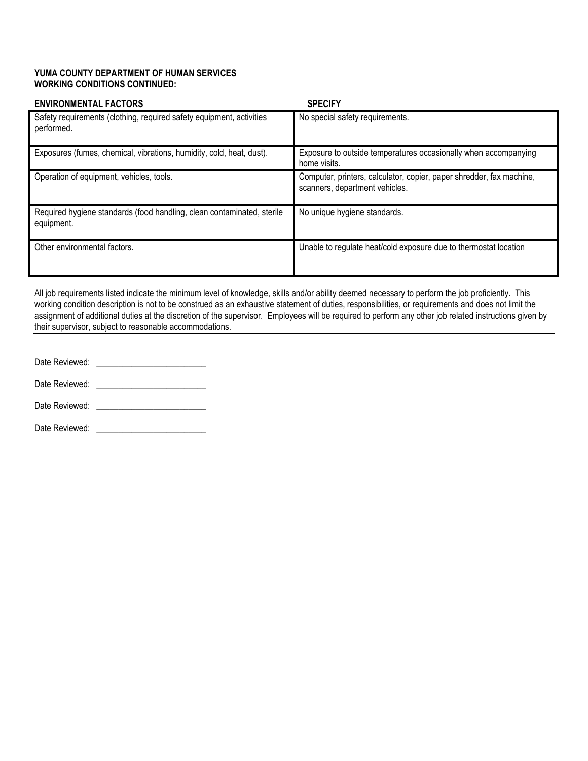**YUMA COUNTY DEPARTMENT OF HUMAN SERVICES**
**WORKING CONDITIONS CONTINUED:**

| ENVIRONMENTAL FACTORS | SPECIFY |
|---|---|
| Safety requirements (clothing, required safety equipment, activities performed. | No special safety requirements. |
| Exposures (fumes, chemical, vibrations, humidity, cold, heat, dust). | Exposure to outside temperatures occasionally when accompanying home visits. |
| Operation of equipment, vehicles, tools. | Computer, printers, calculator, copier, paper shredder, fax machine, scanners, department vehicles. |
| Required hygiene standards (food handling, clean contaminated, sterile equipment. | No unique hygiene standards. |
| Other environmental factors. | Unable to regulate heat/cold exposure due to thermostat location |

All job requirements listed indicate the minimum level of knowledge, skills and/or ability deemed necessary to perform the job proficiently. This working condition description is not to be construed as an exhaustive statement of duties, responsibilities, or requirements and does not limit the assignment of additional duties at the discretion of the supervisor. Employees will be required to perform any other job related instructions given by their supervisor, subject to reasonable accommodations.

Date Reviewed: ________________________

Date Reviewed: ________________________

Date Reviewed: ________________________

Date Reviewed: ________________________